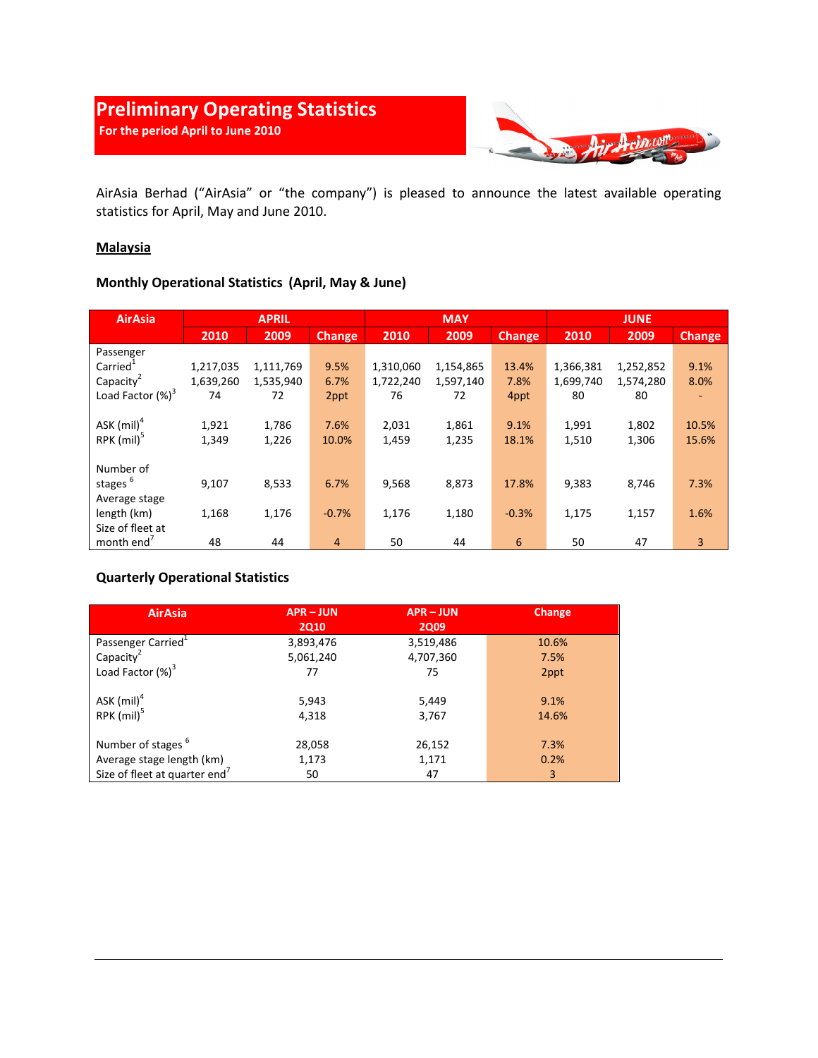# Preliminary Operating Statistics

**For the period April to June 2010**

AirAsia Berhad ("AirAsia" or "the company") is pleased to announce the latest available operating statistics for April, May and June 2010.

## Malaysia

### Monthly Operational Statistics (April, May & June)

| AirAsia | APRIL | | | MAY | | | JUNE | | |
|---|---|---|---|---|---|---|---|---|---|
| | 2010 | 2009 | Change | 2010 | 2009 | Change | 2010 | 2009 | Change |
| Passenger Carried[1] | 1,217,035 | 1,111,769 | 9.5% | 1,310,060 | 1,154,865 | 13.4% | 1,366,381 | 1,252,852 | 9.1% |
| Capacity[2] | 1,639,260 | 1,535,940 | 6.7% | 1,722,240 | 1,597,140 | 7.8% | 1,699,740 | 1,574,280 | 8.0% |
| Load Factor (%)[3] | 74 | 72 | 2ppt | 76 | 72 | 4ppt | 80 | 80 | - |
| ASK (mil)[4] | 1,921 | 1,786 | 7.6% | 2,031 | 1,861 | 9.1% | 1,991 | 1,802 | 10.5% |
| RPK (mil)[5] | 1,349 | 1,226 | 10.0% | 1,459 | 1,235 | 18.1% | 1,510 | 1,306 | 15.6% |
| Number of stages [6] | 9,107 | 8,533 | 6.7% | 9,568 | 8,873 | 17.8% | 9,383 | 8,746 | 7.3% |
| Average stage length (km) | 1,168 | 1,176 | -0.7% | 1,176 | 1,180 | -0.3% | 1,175 | 1,157 | 1.6% |
| Size of fleet at month end[7] | 48 | 44 | 4 | 50 | 44 | 6 | 50 | 47 | 3 |

### Quarterly Operational Statistics

| AirAsia | APR – JUN 2Q10 | APR – JUN 2Q09 | Change |
|---|---|---|---|
| Passenger Carried[1] | 3,893,476 | 3,519,486 | 10.6% |
| Capacity[2] | 5,061,240 | 4,707,360 | 7.5% |
| Load Factor (%)[3] | 77 | 75 | 2ppt |
| ASK (mil)[4] | 5,943 | 5,449 | 9.1% |
| RPK (mil)[5] | 4,318 | 3,767 | 14.6% |
| Number of stages [6] | 28,058 | 26,152 | 7.3% |
| Average stage length (km) | 1,173 | 1,171 | 0.2% |
| Size of fleet at quarter end[7] | 50 | 47 | 3 |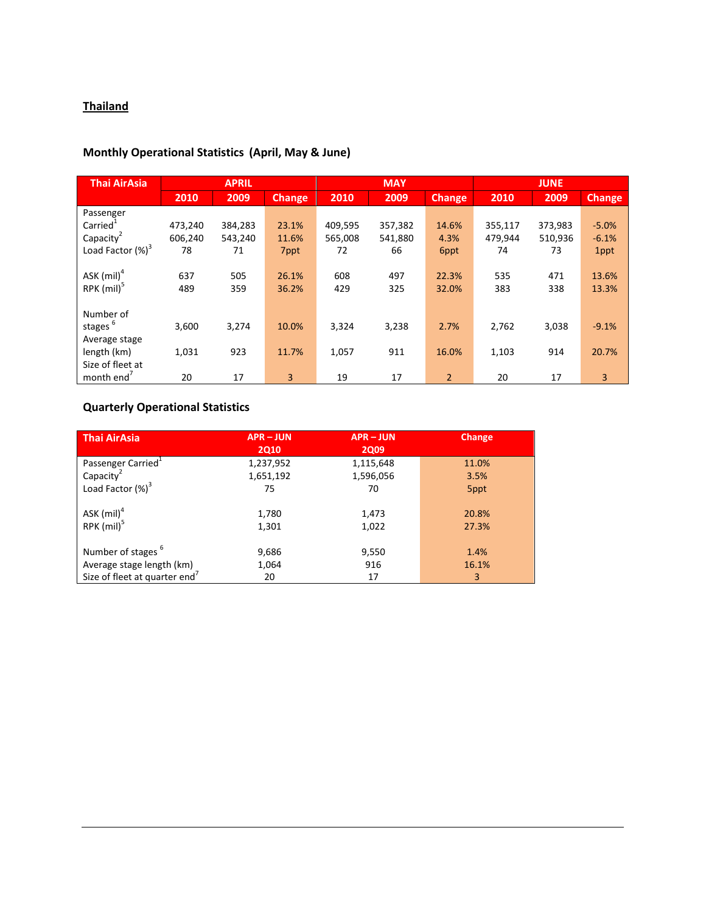## Thailand

### Monthly Operational Statistics (April, May & June)

| Thai AirAsia | APRIL | | | MAY | | | JUNE | | |
|---|---|---|---|---|---|---|---|---|---|
| | 2010 | 2009 | Change | 2010 | 2009 | Change | 2010 | 2009 | Change |
| Passenger Carried[1] | 473,240 | 384,283 | 23.1% | 409,595 | 357,382 | 14.6% | 355,117 | 373,983 | -5.0% |
| Capacity[2] | 606,240 | 543,240 | 11.6% | 565,008 | 541,880 | 4.3% | 479,944 | 510,936 | -6.1% |
| Load Factor (%)[3] | 78 | 71 | 7ppt | 72 | 66 | 6ppt | 74 | 73 | 1ppt |
| ASK (mil)[4] | 637 | 505 | 26.1% | 608 | 497 | 22.3% | 535 | 471 | 13.6% |
| RPK (mil)[5] | 489 | 359 | 36.2% | 429 | 325 | 32.0% | 383 | 338 | 13.3% |
| Number of stages [6] | 3,600 | 3,274 | 10.0% | 3,324 | 3,238 | 2.7% | 2,762 | 3,038 | -9.1% |
| Average stage length (km) | 1,031 | 923 | 11.7% | 1,057 | 911 | 16.0% | 1,103 | 914 | 20.7% |
| Size of fleet at month end[7] | 20 | 17 | 3 | 19 | 17 | 2 | 20 | 17 | 3 |

### Quarterly Operational Statistics

| Thai AirAsia | APR – JUN 2Q10 | APR – JUN 2Q09 | Change |
|---|---|---|---|
| Passenger Carried[1] | 1,237,952 | 1,115,648 | 11.0% |
| Capacity[2] | 1,651,192 | 1,596,056 | 3.5% |
| Load Factor (%)[3] | 75 | 70 | 5ppt |
| ASK (mil)[4] | 1,780 | 1,473 | 20.8% |
| RPK (mil)[5] | 1,301 | 1,022 | 27.3% |
| Number of stages [6] | 9,686 | 9,550 | 1.4% |
| Average stage length (km) | 1,064 | 916 | 16.1% |
| Size of fleet at quarter end[7] | 20 | 17 | 3 |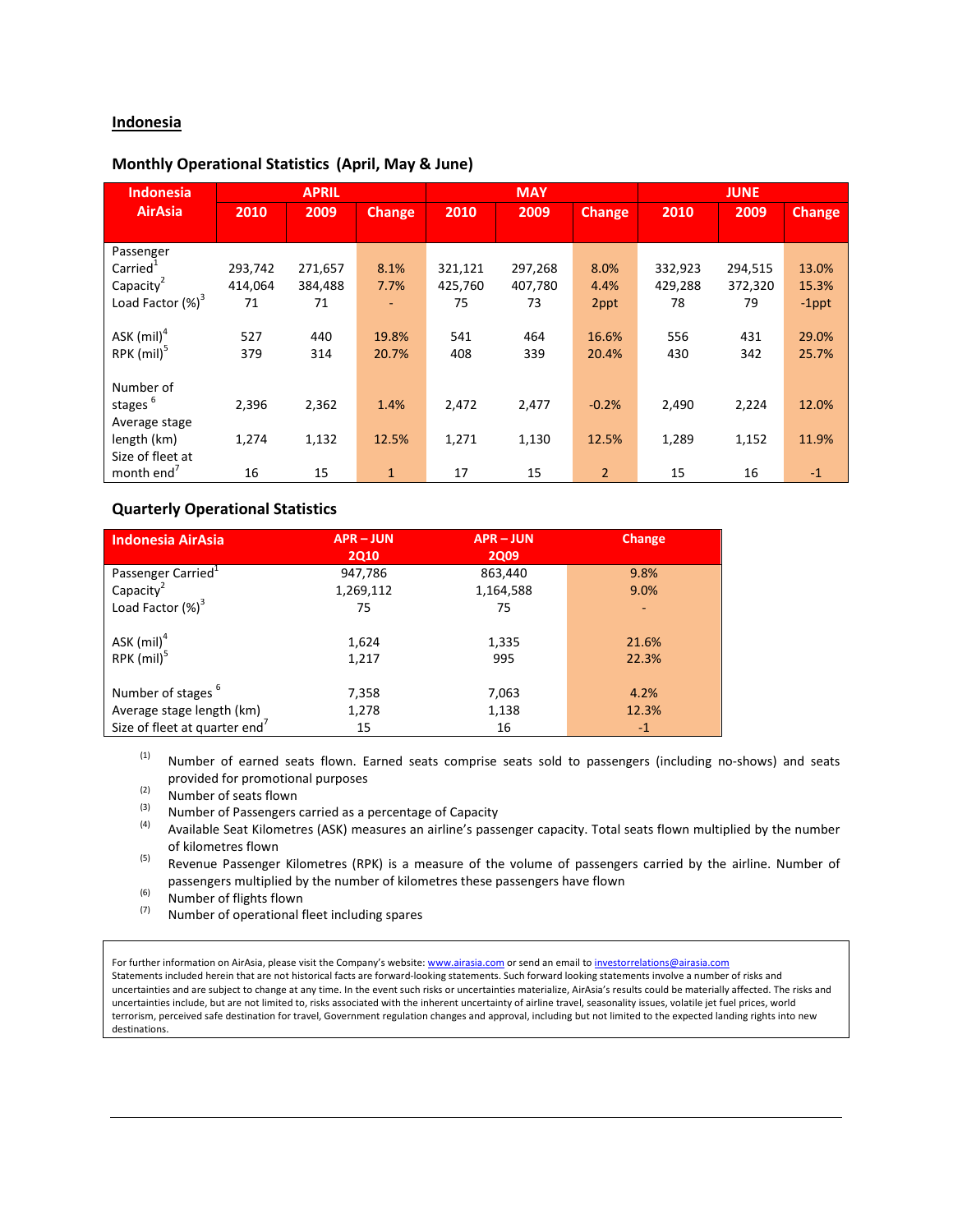## Indonesia

### Monthly Operational Statistics (April, May & June)

| Indonesia AirAsia | APRIL | | | MAY | | | JUNE | | |
|---|---|---|---|---|---|---|---|---|---|
| | 2010 | 2009 | Change | 2010 | 2009 | Change | 2010 | 2009 | Change |
| Passenger Carried[1] | 293,742 | 271,657 | 8.1% | 321,121 | 297,268 | 8.0% | 332,923 | 294,515 | 13.0% |
| Capacity[2] | 414,064 | 384,488 | 7.7% | 425,760 | 407,780 | 4.4% | 429,288 | 372,320 | 15.3% |
| Load Factor (%)[3] | 71 | 71 | - | 75 | 73 | 2ppt | 78 | 79 | -1ppt |
| ASK (mil)[4] | 527 | 440 | 19.8% | 541 | 464 | 16.6% | 556 | 431 | 29.0% |
| RPK (mil)[5] | 379 | 314 | 20.7% | 408 | 339 | 20.4% | 430 | 342 | 25.7% |
| Number of stages[6] | 2,396 | 2,362 | 1.4% | 2,472 | 2,477 | -0.2% | 2,490 | 2,224 | 12.0% |
| Average stage length (km) | 1,274 | 1,132 | 12.5% | 1,271 | 1,130 | 12.5% | 1,289 | 1,152 | 11.9% |
| Size of fleet at month end[7] | 16 | 15 | 1 | 17 | 15 | 2 | 15 | 16 | -1 |

### Quarterly Operational Statistics

| Indonesia AirAsia | APR – JUN 2Q10 | APR – JUN 2Q09 | Change |
|---|---|---|---|
| Passenger Carried[1] | 947,786 | 863,440 | 9.8% |
| Capacity[2] | 1,269,112 | 1,164,588 | 9.0% |
| Load Factor (%)[3] | 75 | 75 | - |
| ASK (mil)[4] | 1,624 | 1,335 | 21.6% |
| RPK (mil)[5] | 1,217 | 995 | 22.3% |
| Number of stages[6] | 7,358 | 7,063 | 4.2% |
| Average stage length (km) | 1,278 | 1,138 | 12.3% |
| Size of fleet at quarter end[7] | 15 | 16 | -1 |

(1) Number of earned seats flown. Earned seats comprise seats sold to passengers (including no-shows) and seats provided for promotional purposes

(2) Number of seats flown

(3) Number of Passengers carried as a percentage of Capacity

(4) Available Seat Kilometres (ASK) measures an airline's passenger capacity. Total seats flown multiplied by the number of kilometres flown

(5) Revenue Passenger Kilometres (RPK) is a measure of the volume of passengers carried by the airline. Number of passengers multiplied by the number of kilometres these passengers have flown

(6) Number of flights flown

(7) Number of operational fleet including spares

For further information on AirAsia, please visit the Company's website: www.airasia.com or send an email to investorrelations@airasia.com
Statements included herein that are not historical facts are forward-looking statements. Such forward looking statements involve a number of risks and uncertainties and are subject to change at any time. In the event such risks or uncertainties materialize, AirAsia's results could be materially affected. The risks and uncertainties include, but are not limited to, risks associated with the inherent uncertainty of airline travel, seasonality issues, volatile jet fuel prices, world terrorism, perceived safe destination for travel, Government regulation changes and approval, including but not limited to the expected landing rights into new destinations.